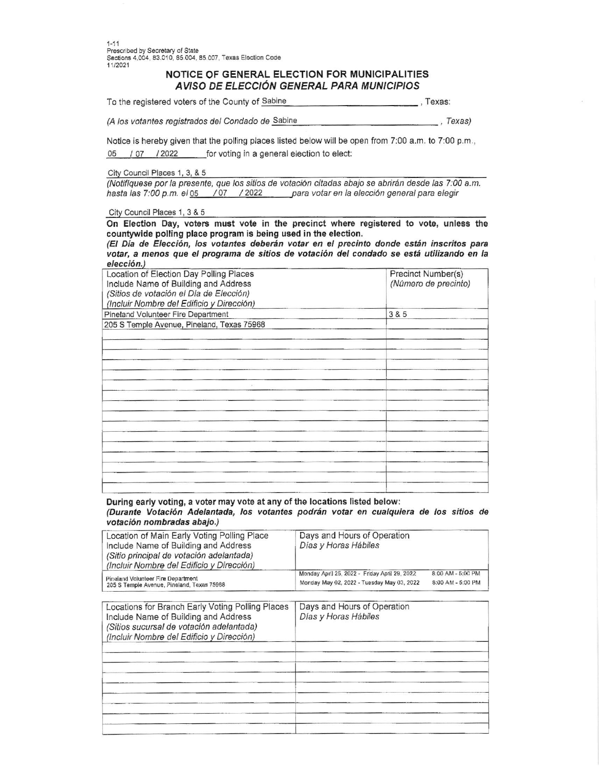1-11
Prescribed by Secretary of State
Sections 4.004, 83.010, 85.004, 85.007, Texas Election Code
11/2021

# NOTICE OF GENERAL ELECTION FOR MUNICIPALITIES
## *AVISO DE ELECCIÓN GENERAL PARA MUNICIPIOS*

To the registered voters of the County of Sabine, Texas:

*(A los votantes registrados del Condado de* Sabine*, Texas)*

Notice is hereby given that the polling places listed below will be open from 7:00 a.m. to 7:00 p.m., 05 / 07 / 2022 for voting in a general election to elect:

City Council Places 1, 3, & 5

*(Notifíquese por la presente, que los sitios de votación citadas abajo se abrirán desde las 7:00 a.m. hasta las 7:00 p.m. el* 05 / 07 / 2022 *para votar en la elección general para elegir*

City Council Places 1, 3 & 5

**On Election Day, voters must vote in the precinct where registered to vote, unless the countywide polling place program is being used in the election.**
***(El Día de Elección, los votantes deberán votar en el precinto donde están inscritos para votar, a menos que el programa de sitios de votación del condado se está utilizando en la elección.)***

| Location of Election Day Polling Places Include Name of Building and Address *(Sitios de votación el Día de Elección) (Incluir Nombre del Edificio y Dirección)* | Precinct Number(s) *(Número de precinto)* |
|---|---|
| Pineland Volunteer Fire Department | 3 & 5 |
| 205 S Temple Avenue, Pineland, Texas 75968 | |

**During early voting, a voter may vote at any of the locations listed below:**
***(Durante Votación Adelantada, los votantes podrán votar en cualquiera de los sitios de votación nombradas abajo.)***

| Location of Main Early Voting Polling Place Include Name of Building and Address *(Sitio principal de votación adelantada) (Incluir Nombre del Edificio y Dirección)* | Days and Hours of Operation *Días y Horas Hábiles* | |
|---|---|---|
| Pineland Volunteer Fire Department 205 S Temple Avenue, Pineland, Texas 75968 | Monday April 25, 2022 - Friday April 29, 2022 | 8:00 AM - 5:00 PM |
| | Monday May 02, 2022 - Tuesday May 03, 2022 | 8:00 AM - 5:00 PM |

| Locations for Branch Early Voting Polling Places Include Name of Building and Address *(Sitios sucursal de votación adelantada) (Incluir Nombre del Edificio y Dirección)* | Days and Hours of Operation *Días y Horas Hábiles* |
|---|---|
| | |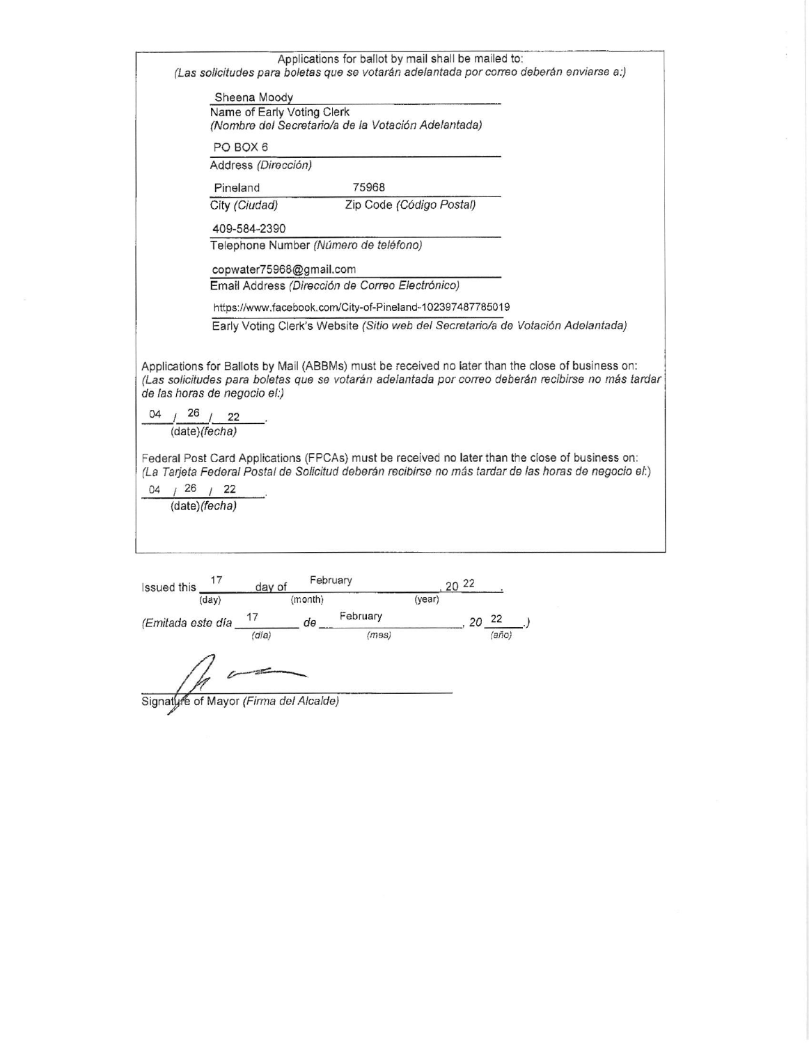Applications for ballot by mail shall be mailed to:
*(Las solicitudes para boletas que se votarán adelantada por correo deberán enviarse a:)*

Sheena Moody
Name of Early Voting Clerk
*(Nombre del Secretario/a de la Votación Adelantada)*

PO BOX 6
Address *(Dirección)*

Pineland 75968
City *(Ciudad)* Zip Code *(Código Postal)*

409-584-2390
Telephone Number *(Número de teléfono)*

copwater75968@gmail.com
Email Address *(Dirección de Correo Electrónico)*

https://www.facebook.com/City-of-Pineland-102397487785019
Early Voting Clerk's Website *(Sitio web del Secretario/a de Votación Adelantada)*

Applications for Ballots by Mail (ABBMs) must be received no later than the close of business on:
*(Las solicitudes para boletas que se votarán adelantada por correo deberán recibirse no más tardar de las horas de negocio el:)*

04 / 26 / 22.
(date)*(fecha)*

Federal Post Card Applications (FPCAs) must be received no later than the close of business on:
*(La Tarjeta Federal Postal de Solicitud deberán recibirse no más tardar de las horas de negocio el:)*

04 / 26 / 22.
(date)*(fecha)*

Issued this 17 (day) day of February (month), 20 22 (year).

*(Emitada este día* 17 *(día)* *de* February *(mes)*, *20* 22 *(año).)*

Signature of Mayor *(Firma del Alcalde)*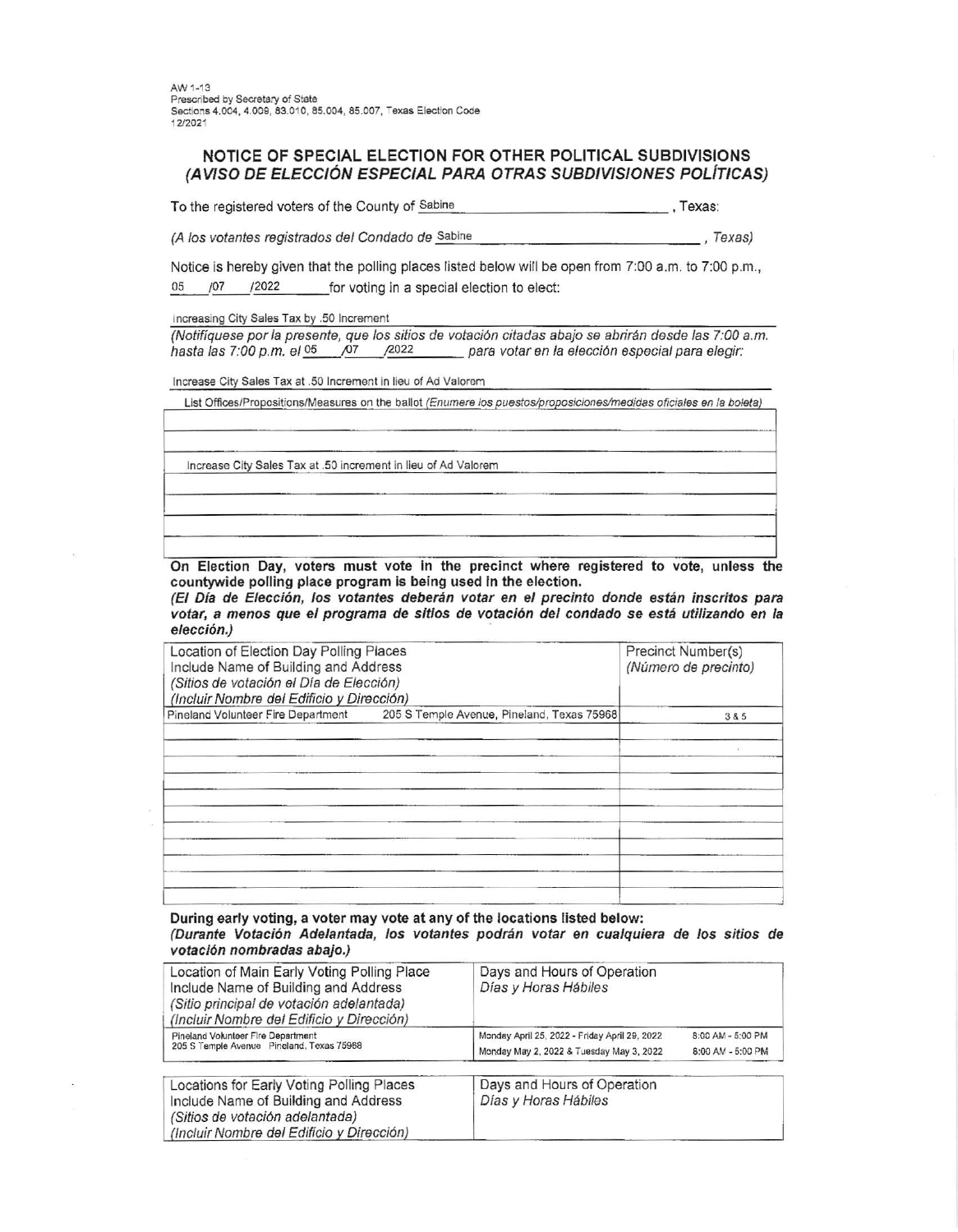AW 1-13
Prescribed by Secretary of State
Sections 4.004, 4.009, 83.010, 85.004, 85.007, Texas Election Code
12/2021

# NOTICE OF SPECIAL ELECTION FOR OTHER POLITICAL SUBDIVISIONS
## *(AVISO DE ELECCIÓN ESPECIAL PARA OTRAS SUBDIVISIONES POLÍTICAS)*

To the registered voters of the County of Sabine, Texas:

*(A los votantes registrados del Condado de* Sabine*, Texas)*

Notice is hereby given that the polling places listed below will be open from 7:00 a.m. to 7:00 p.m., 05 /07 /2022 for voting in a special election to elect:

Increasing City Sales Tax by .50 Increment

*(Notifíquese por la presente, que los sitios de votación citadas abajo se abrirán desde las 7:00 a.m. hasta las 7:00 p.m. el* 05 /07 /2022 *para votar en la elección especial para elegir:*

Increase City Sales Tax at .50 Increment in lieu of Ad Valorem

| List Offices/Propositions/Measures on the ballot *(Enumere los puestos/proposiciones/medidas oficiales en la boleta)* |
|---|
| |
| Increase City Sales Tax at .50 increment in lieu of Ad Valorem |
| |
| |
| |

**On Election Day, voters must vote in the precinct where registered to vote, unless the countywide polling place program is being used in the election.**
***(El Día de Elección, los votantes deberán votar en el precinto donde están inscritos para votar, a menos que el programa de sitios de votación del condado se está utilizando en la elección.)***

| Location of Election Day Polling Places<br>Include Name of Building and Address<br>*(Sitios de votación el Día de Elección)*<br>*(Incluir Nombre del Edificio y Dirección)* | | Precinct Number(s)<br>*(Número de precinto)* |
|---|---|---|
| Pineland Volunteer Fire Department | 205 S Temple Avenue, Pineland, Texas 75968 | 3 & 5 |
| | | |
| | | |
| | | |
| | | |
| | | |
| | | |
| | | |
| | | |
| | | |

**During early voting, a voter may vote at any of the locations listed below:**
***(Durante Votación Adelantada, los votantes podrán votar en cualquiera de los sitios de votación nombradas abajo.)***

| Location of Main Early Voting Polling Place<br>Include Name of Building and Address<br>*(Sitio principal de votación adelantada)*<br>*(Incluir Nombre del Edificio y Dirección)* | Days and Hours of Operation<br>*Días y Horas Hábiles* | |
|---|---|---|
| Pineland Volunteer Fire Department<br>205 S Temple Avenue Pineland, Texas 75968 | Monday April 25, 2022 - Friday April 29, 2022 | 8:00 AM - 5:00 PM |
| | Monday May 2, 2022 & Tuesday May 3, 2022 | 8:00 AM - 5:00 PM |

| Locations for Early Voting Polling Places<br>Include Name of Building and Address<br>*(Sitios de votación adelantada)*<br>*(Incluir Nombre del Edificio y Dirección)* | Days and Hours of Operation<br>*Días y Horas Hábiles* |
|---|---|